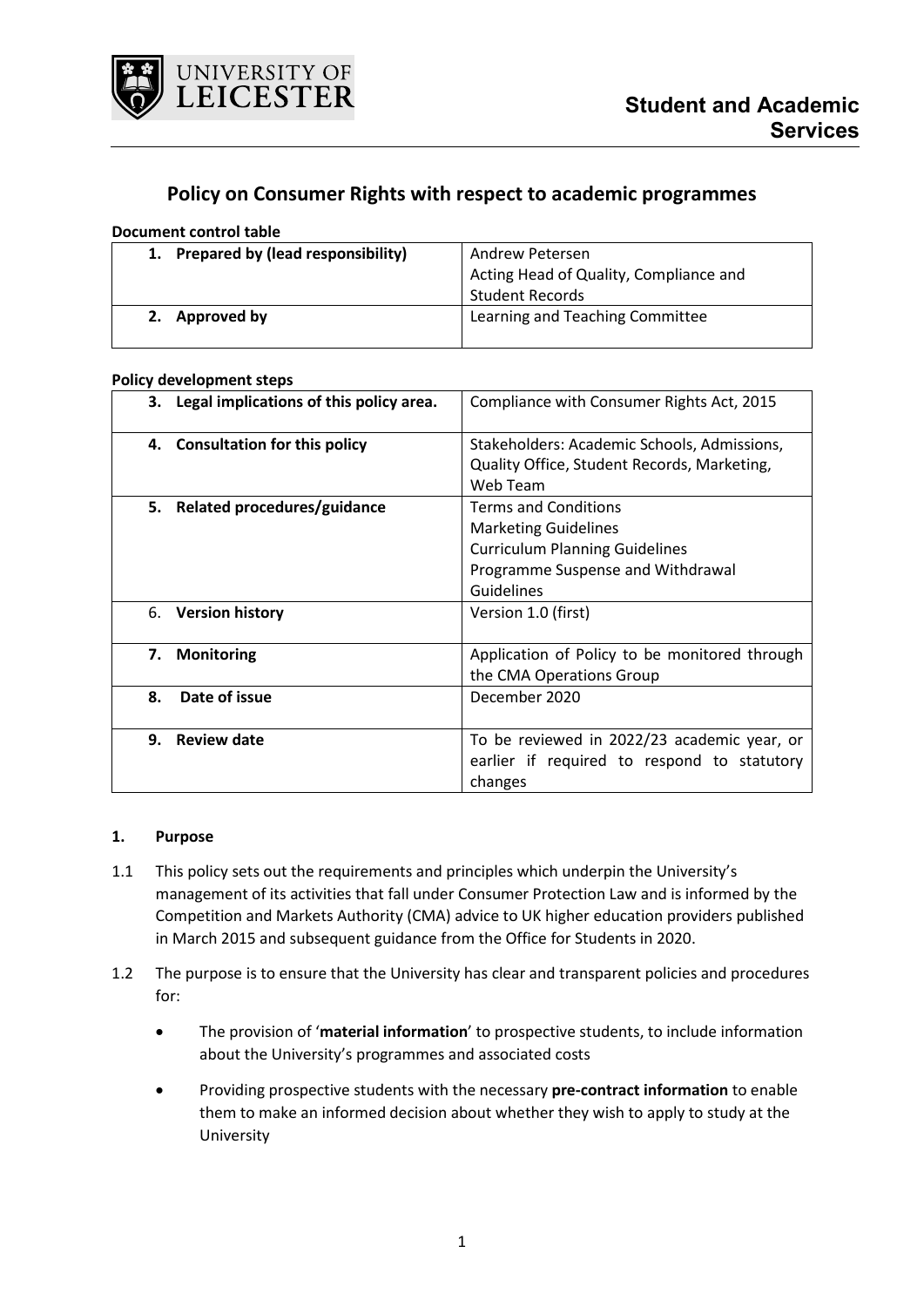Student and Academic Services

# Policy on Consumer Rights with respect to academic programmes

**Document control table**

| | |
|---|---|
| **1. Prepared by (lead responsibility)** | Andrew Petersen<br>Acting Head of Quality, Compliance and Student Records |
| **2. Approved by** | Learning and Teaching Committee |

**Policy development steps**

| | |
|---|---|
| **3. Legal implications of this policy area.** | Compliance with Consumer Rights Act, 2015 |
| **4. Consultation for this policy** | Stakeholders: Academic Schools, Admissions, Quality Office, Student Records, Marketing, Web Team |
| **5. Related procedures/guidance** | Terms and Conditions<br>Marketing Guidelines<br>Curriculum Planning Guidelines<br>Programme Suspense and Withdrawal Guidelines |
| 6. **Version history** | Version 1.0 (first) |
| **7. Monitoring** | Application of Policy to be monitored through the CMA Operations Group |
| **8. Date of issue** | December 2020 |
| **9. Review date** | To be reviewed in 2022/23 academic year, or earlier if required to respond to statutory changes |

## 1. Purpose

1.1 This policy sets out the requirements and principles which underpin the University's management of its activities that fall under Consumer Protection Law and is informed by the Competition and Markets Authority (CMA) advice to UK higher education providers published in March 2015 and subsequent guidance from the Office for Students in 2020.

1.2 The purpose is to ensure that the University has clear and transparent policies and procedures for:

- The provision of '**material information**' to prospective students, to include information about the University's programmes and associated costs
- Providing prospective students with the necessary **pre-contract information** to enable them to make an informed decision about whether they wish to apply to study at the University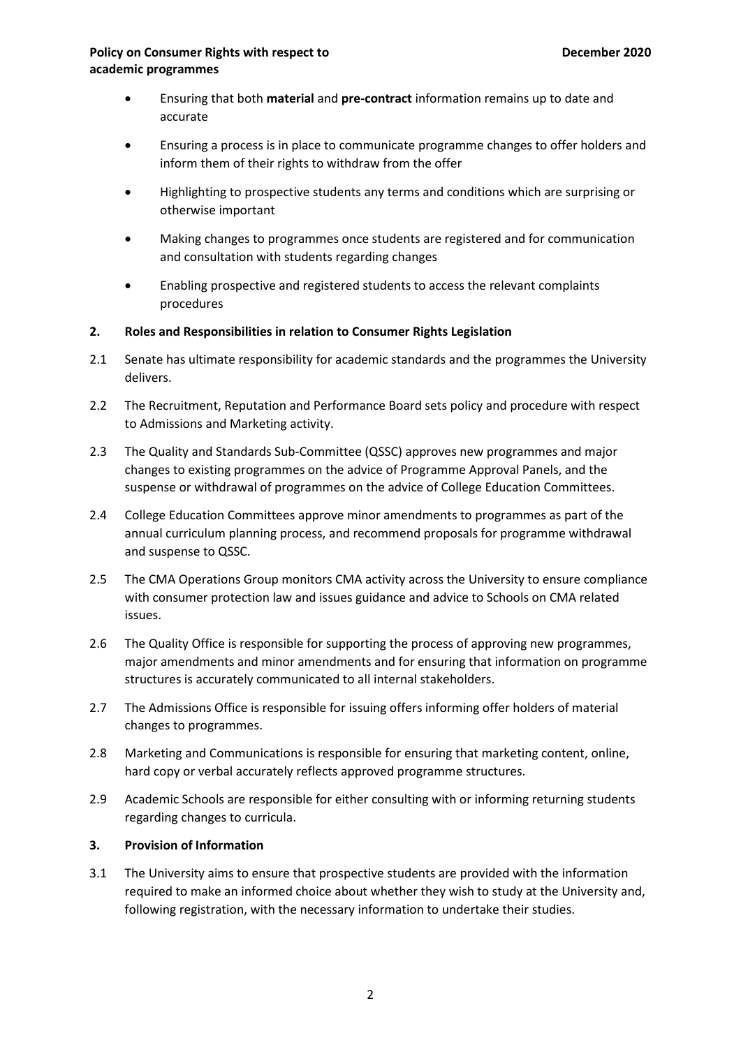- Ensuring that both **material** and **pre-contract** information remains up to date and accurate
- Ensuring a process is in place to communicate programme changes to offer holders and inform them of their rights to withdraw from the offer
- Highlighting to prospective students any terms and conditions which are surprising or otherwise important
- Making changes to programmes once students are registered and for communication and consultation with students regarding changes
- Enabling prospective and registered students to access the relevant complaints procedures

## 2. Roles and Responsibilities in relation to Consumer Rights Legislation

2.1 Senate has ultimate responsibility for academic standards and the programmes the University delivers.

2.2 The Recruitment, Reputation and Performance Board sets policy and procedure with respect to Admissions and Marketing activity.

2.3 The Quality and Standards Sub-Committee (QSSC) approves new programmes and major changes to existing programmes on the advice of Programme Approval Panels, and the suspense or withdrawal of programmes on the advice of College Education Committees.

2.4 College Education Committees approve minor amendments to programmes as part of the annual curriculum planning process, and recommend proposals for programme withdrawal and suspense to QSSC.

2.5 The CMA Operations Group monitors CMA activity across the University to ensure compliance with consumer protection law and issues guidance and advice to Schools on CMA related issues.

2.6 The Quality Office is responsible for supporting the process of approving new programmes, major amendments and minor amendments and for ensuring that information on programme structures is accurately communicated to all internal stakeholders.

2.7 The Admissions Office is responsible for issuing offers informing offer holders of material changes to programmes.

2.8 Marketing and Communications is responsible for ensuring that marketing content, online, hard copy or verbal accurately reflects approved programme structures.

2.9 Academic Schools are responsible for either consulting with or informing returning students regarding changes to curricula.

## 3. Provision of Information

3.1 The University aims to ensure that prospective students are provided with the information required to make an informed choice about whether they wish to study at the University and, following registration, with the necessary information to undertake their studies.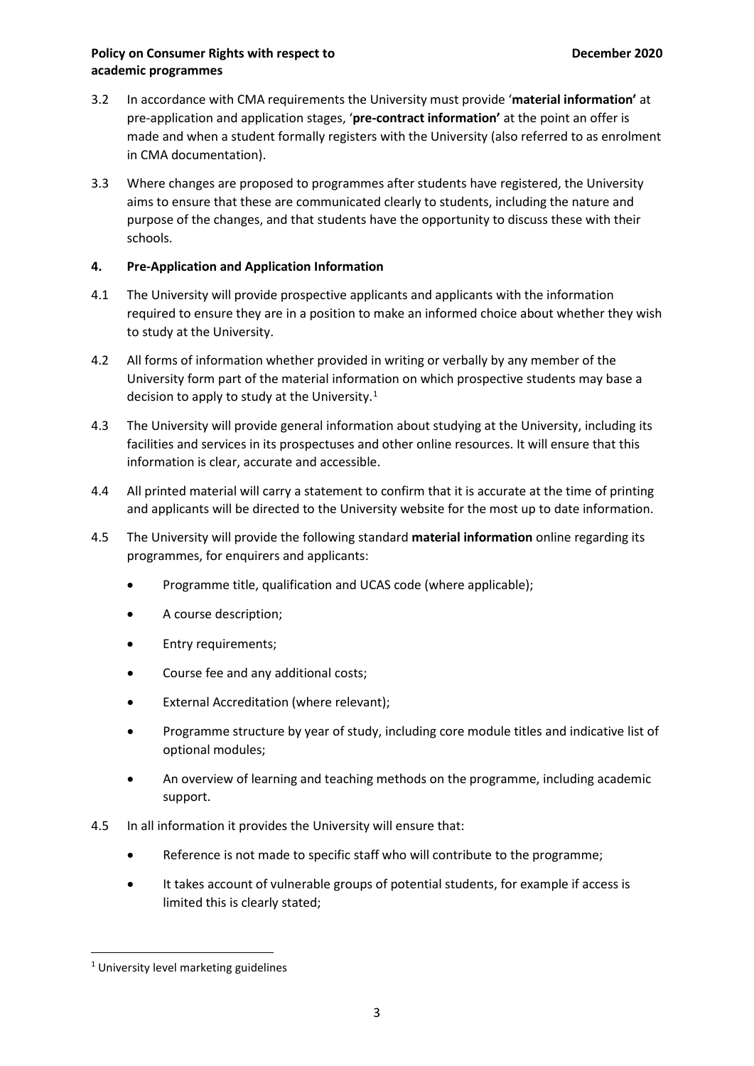3.2 In accordance with CMA requirements the University must provide '**material information'** at pre-application and application stages, '**pre-contract information'** at the point an offer is made and when a student formally registers with the University (also referred to as enrolment in CMA documentation).

3.3 Where changes are proposed to programmes after students have registered, the University aims to ensure that these are communicated clearly to students, including the nature and purpose of the changes, and that students have the opportunity to discuss these with their schools.

## 4. Pre-Application and Application Information

4.1 The University will provide prospective applicants and applicants with the information required to ensure they are in a position to make an informed choice about whether they wish to study at the University.

4.2 All forms of information whether provided in writing or verbally by any member of the University form part of the material information on which prospective students may base a decision to apply to study at the University.[1]

4.3 The University will provide general information about studying at the University, including its facilities and services in its prospectuses and other online resources. It will ensure that this information is clear, accurate and accessible.

4.4 All printed material will carry a statement to confirm that it is accurate at the time of printing and applicants will be directed to the University website for the most up to date information.

4.5 The University will provide the following standard **material information** online regarding its programmes, for enquirers and applicants:

- Programme title, qualification and UCAS code (where applicable);
- A course description;
- Entry requirements;
- Course fee and any additional costs;
- External Accreditation (where relevant);
- Programme structure by year of study, including core module titles and indicative list of optional modules;
- An overview of learning and teaching methods on the programme, including academic support.

4.5 In all information it provides the University will ensure that:

- Reference is not made to specific staff who will contribute to the programme;
- It takes account of vulnerable groups of potential students, for example if access is limited this is clearly stated;

[1] University level marketing guidelines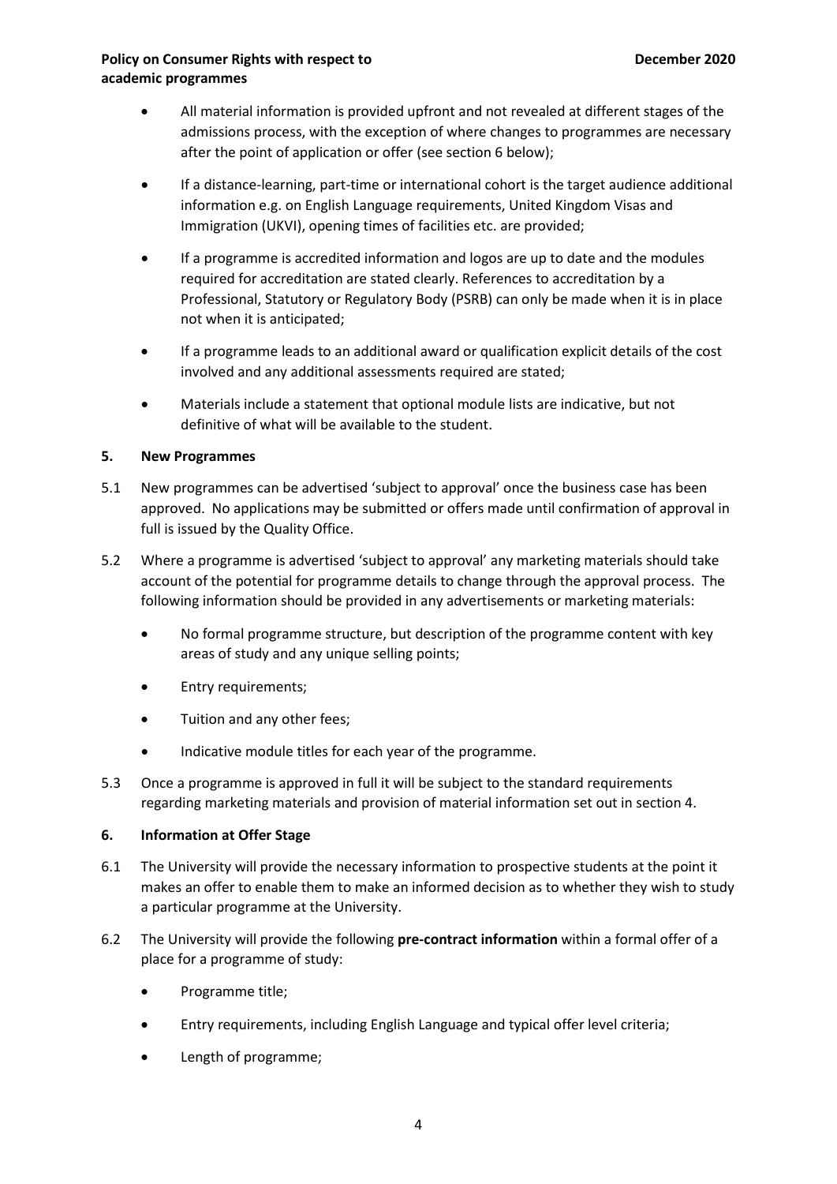- All material information is provided upfront and not revealed at different stages of the admissions process, with the exception of where changes to programmes are necessary after the point of application or offer (see section 6 below);
- If a distance-learning, part-time or international cohort is the target audience additional information e.g. on English Language requirements, United Kingdom Visas and Immigration (UKVI), opening times of facilities etc. are provided;
- If a programme is accredited information and logos are up to date and the modules required for accreditation are stated clearly. References to accreditation by a Professional, Statutory or Regulatory Body (PSRB) can only be made when it is in place not when it is anticipated;
- If a programme leads to an additional award or qualification explicit details of the cost involved and any additional assessments required are stated;
- Materials include a statement that optional module lists are indicative, but not definitive of what will be available to the student.

## 5. New Programmes

5.1 New programmes can be advertised 'subject to approval' once the business case has been approved. No applications may be submitted or offers made until confirmation of approval in full is issued by the Quality Office.

5.2 Where a programme is advertised 'subject to approval' any marketing materials should take account of the potential for programme details to change through the approval process. The following information should be provided in any advertisements or marketing materials:

- No formal programme structure, but description of the programme content with key areas of study and any unique selling points;
- Entry requirements;
- Tuition and any other fees;
- Indicative module titles for each year of the programme.

5.3 Once a programme is approved in full it will be subject to the standard requirements regarding marketing materials and provision of material information set out in section 4.

## 6. Information at Offer Stage

6.1 The University will provide the necessary information to prospective students at the point it makes an offer to enable them to make an informed decision as to whether they wish to study a particular programme at the University.

6.2 The University will provide the following **pre-contract information** within a formal offer of a place for a programme of study:

- Programme title;
- Entry requirements, including English Language and typical offer level criteria;
- Length of programme;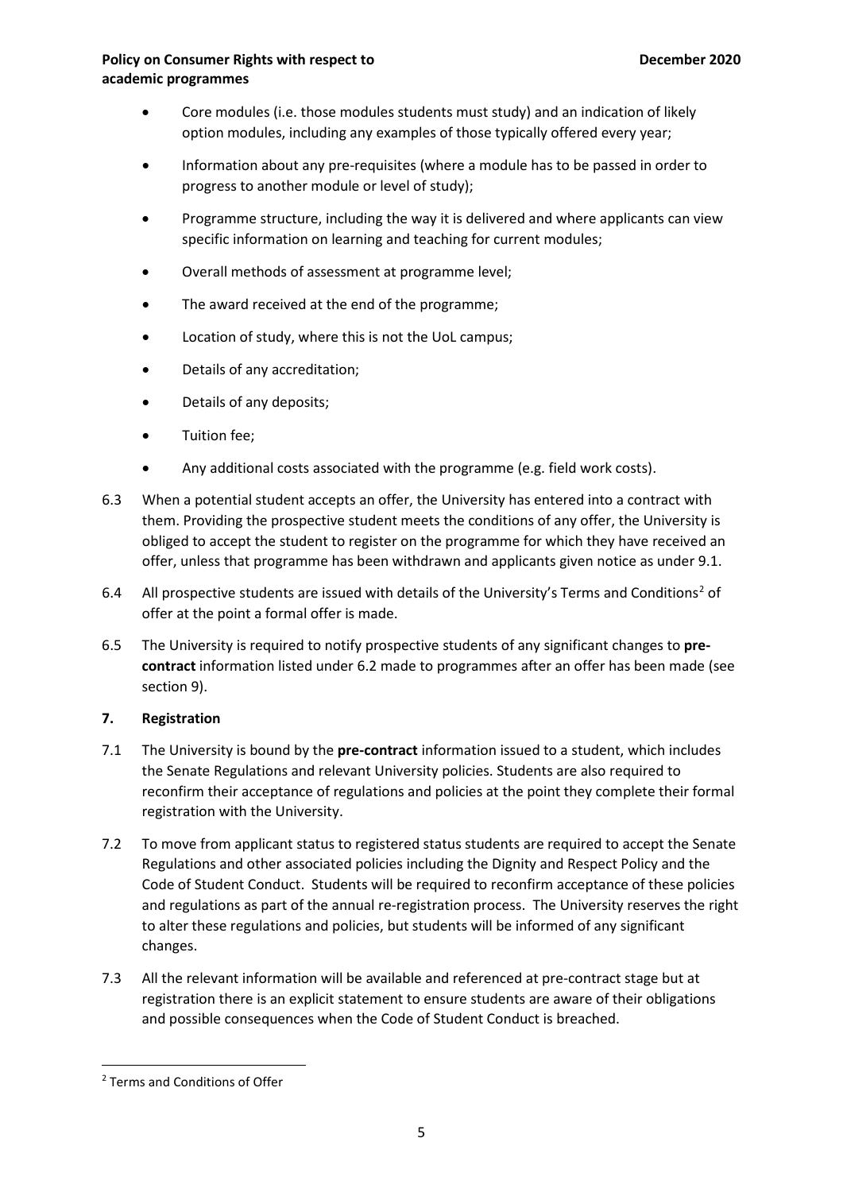- Core modules (i.e. those modules students must study) and an indication of likely option modules, including any examples of those typically offered every year;
- Information about any pre-requisites (where a module has to be passed in order to progress to another module or level of study);
- Programme structure, including the way it is delivered and where applicants can view specific information on learning and teaching for current modules;
- Overall methods of assessment at programme level;
- The award received at the end of the programme;
- Location of study, where this is not the UoL campus;
- Details of any accreditation;
- Details of any deposits;
- Tuition fee;
- Any additional costs associated with the programme (e.g. field work costs).

6.3 When a potential student accepts an offer, the University has entered into a contract with them. Providing the prospective student meets the conditions of any offer, the University is obliged to accept the student to register on the programme for which they have received an offer, unless that programme has been withdrawn and applicants given notice as under 9.1.

6.4 All prospective students are issued with details of the University's Terms and Conditions[2] of offer at the point a formal offer is made.

6.5 The University is required to notify prospective students of any significant changes to **pre-contract** information listed under 6.2 made to programmes after an offer has been made (see section 9).

## 7. Registration

7.1 The University is bound by the **pre-contract** information issued to a student, which includes the Senate Regulations and relevant University policies. Students are also required to reconfirm their acceptance of regulations and policies at the point they complete their formal registration with the University.

7.2 To move from applicant status to registered status students are required to accept the Senate Regulations and other associated policies including the Dignity and Respect Policy and the Code of Student Conduct. Students will be required to reconfirm acceptance of these policies and regulations as part of the annual re-registration process. The University reserves the right to alter these regulations and policies, but students will be informed of any significant changes.

7.3 All the relevant information will be available and referenced at pre-contract stage but at registration there is an explicit statement to ensure students are aware of their obligations and possible consequences when the Code of Student Conduct is breached.

[2] Terms and Conditions of Offer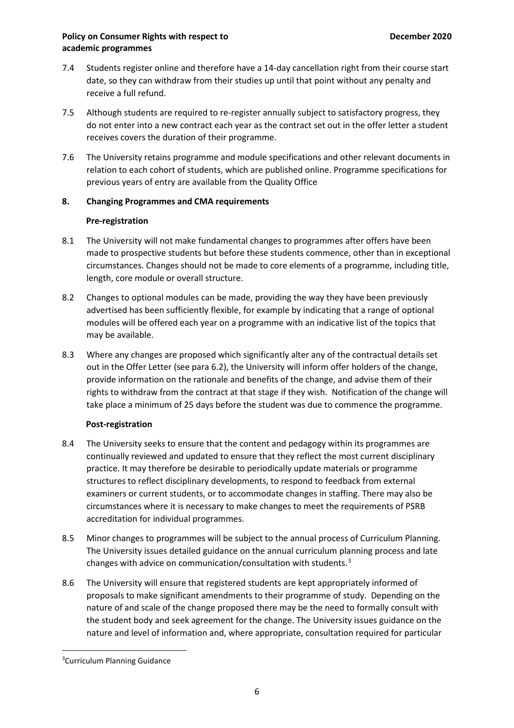7.4 Students register online and therefore have a 14-day cancellation right from their course start date, so they can withdraw from their studies up until that point without any penalty and receive a full refund.

7.5 Although students are required to re-register annually subject to satisfactory progress, they do not enter into a new contract each year as the contract set out in the offer letter a student receives covers the duration of their programme.

7.6 The University retains programme and module specifications and other relevant documents in relation to each cohort of students, which are published online. Programme specifications for previous years of entry are available from the Quality Office

## 8. Changing Programmes and CMA requirements

### Pre-registration

8.1 The University will not make fundamental changes to programmes after offers have been made to prospective students but before these students commence, other than in exceptional circumstances. Changes should not be made to core elements of a programme, including title, length, core module or overall structure.

8.2 Changes to optional modules can be made, providing the way they have been previously advertised has been sufficiently flexible, for example by indicating that a range of optional modules will be offered each year on a programme with an indicative list of the topics that may be available.

8.3 Where any changes are proposed which significantly alter any of the contractual details set out in the Offer Letter (see para 6.2), the University will inform offer holders of the change, provide information on the rationale and benefits of the change, and advise them of their rights to withdraw from the contract at that stage if they wish. Notification of the change will take place a minimum of 25 days before the student was due to commence the programme.

### Post-registration

8.4 The University seeks to ensure that the content and pedagogy within its programmes are continually reviewed and updated to ensure that they reflect the most current disciplinary practice. It may therefore be desirable to periodically update materials or programme structures to reflect disciplinary developments, to respond to feedback from external examiners or current students, or to accommodate changes in staffing. There may also be circumstances where it is necessary to make changes to meet the requirements of PSRB accreditation for individual programmes.

8.5 Minor changes to programmes will be subject to the annual process of Curriculum Planning. The University issues detailed guidance on the annual curriculum planning process and late changes with advice on communication/consultation with students.[3]

8.6 The University will ensure that registered students are kept appropriately informed of proposals to make significant amendments to their programme of study. Depending on the nature of and scale of the change proposed there may be the need to formally consult with the student body and seek agreement for the change. The University issues guidance on the nature and level of information and, where appropriate, consultation required for particular

---

[3] Curriculum Planning Guidance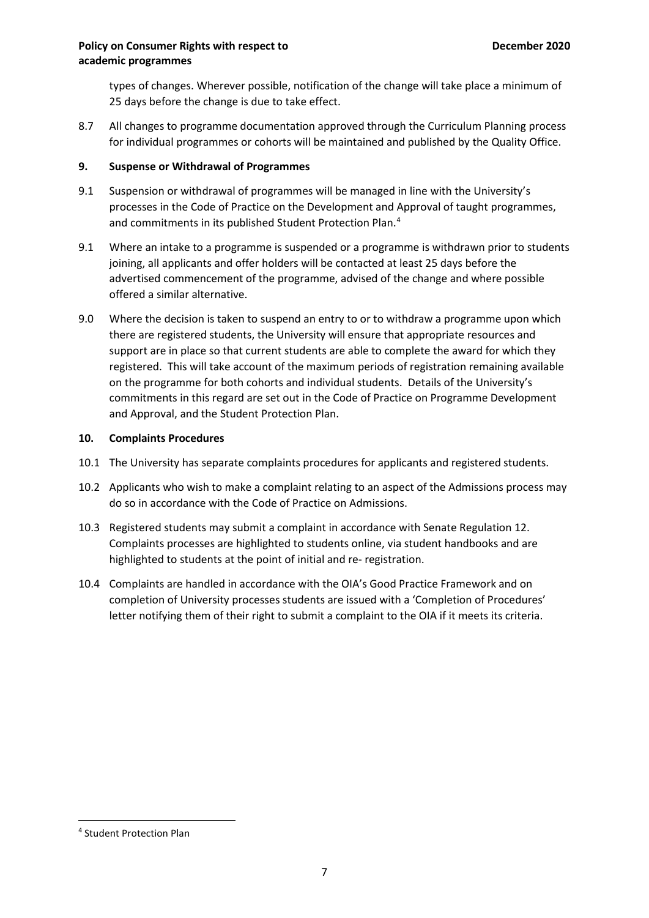types of changes. Wherever possible, notification of the change will take place a minimum of 25 days before the change is due to take effect.

8.7 All changes to programme documentation approved through the Curriculum Planning process for individual programmes or cohorts will be maintained and published by the Quality Office.

## 9. Suspense or Withdrawal of Programmes

9.1 Suspension or withdrawal of programmes will be managed in line with the University's processes in the Code of Practice on the Development and Approval of taught programmes, and commitments in its published Student Protection Plan.[4]

9.1 Where an intake to a programme is suspended or a programme is withdrawn prior to students joining, all applicants and offer holders will be contacted at least 25 days before the advertised commencement of the programme, advised of the change and where possible offered a similar alternative.

9.0 Where the decision is taken to suspend an entry to or to withdraw a programme upon which there are registered students, the University will ensure that appropriate resources and support are in place so that current students are able to complete the award for which they registered. This will take account of the maximum periods of registration remaining available on the programme for both cohorts and individual students. Details of the University's commitments in this regard are set out in the Code of Practice on Programme Development and Approval, and the Student Protection Plan.

## 10. Complaints Procedures

10.1 The University has separate complaints procedures for applicants and registered students.

10.2 Applicants who wish to make a complaint relating to an aspect of the Admissions process may do so in accordance with the Code of Practice on Admissions.

10.3 Registered students may submit a complaint in accordance with Senate Regulation 12. Complaints processes are highlighted to students online, via student handbooks and are highlighted to students at the point of initial and re- registration.

10.4 Complaints are handled in accordance with the OIA's Good Practice Framework and on completion of University processes students are issued with a 'Completion of Procedures' letter notifying them of their right to submit a complaint to the OIA if it meets its criteria.

---

[4] Student Protection Plan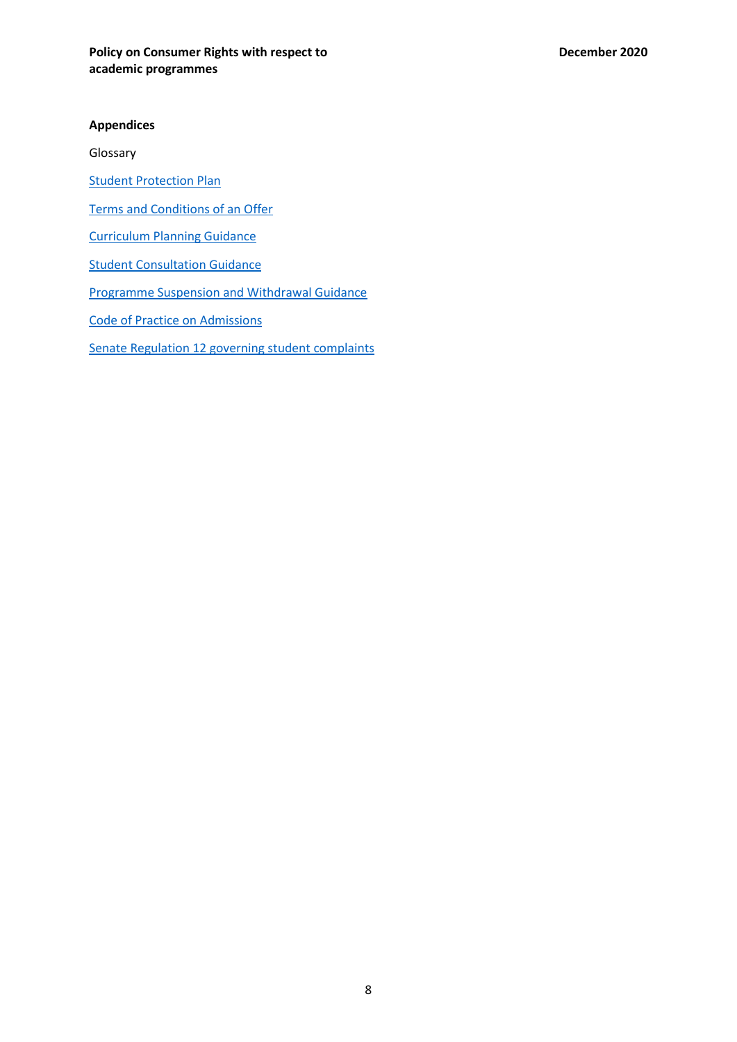**Appendices**

Glossary

Student Protection Plan

Terms and Conditions of an Offer

Curriculum Planning Guidance

Student Consultation Guidance

Programme Suspension and Withdrawal Guidance

Code of Practice on Admissions

Senate Regulation 12 governing student complaints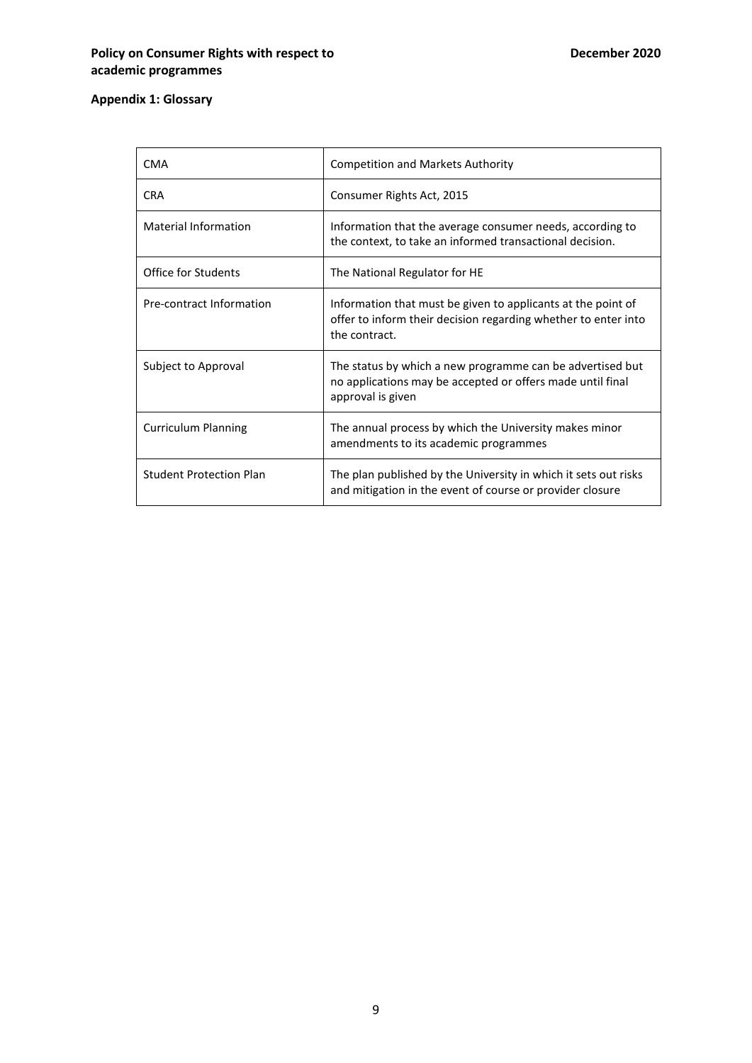## Appendix 1: Glossary

| | |
|---|---|
| CMA | Competition and Markets Authority |
| CRA | Consumer Rights Act, 2015 |
| Material Information | Information that the average consumer needs, according to the context, to take an informed transactional decision. |
| Office for Students | The National Regulator for HE |
| Pre-contract Information | Information that must be given to applicants at the point of offer to inform their decision regarding whether to enter into the contract. |
| Subject to Approval | The status by which a new programme can be advertised but no applications may be accepted or offers made until final approval is given |
| Curriculum Planning | The annual process by which the University makes minor amendments to its academic programmes |
| Student Protection Plan | The plan published by the University in which it sets out risks and mitigation in the event of course or provider closure |